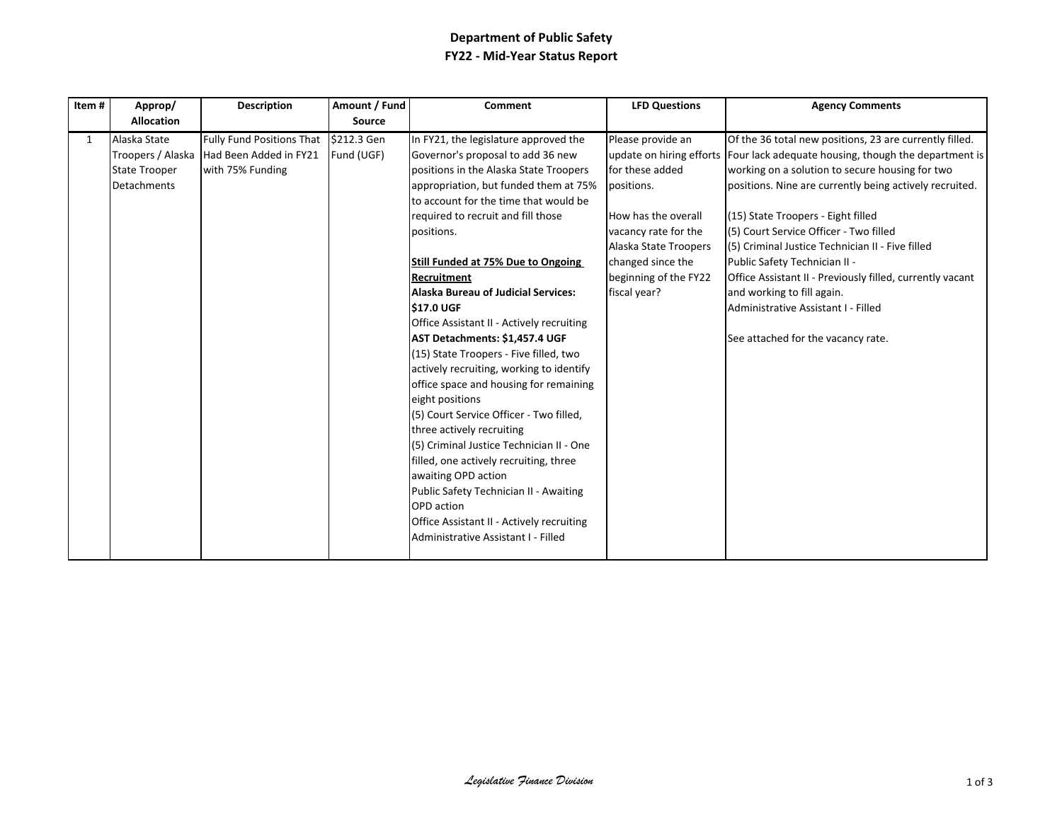# Department of Public Safety

## FY22 - Mid-Year Status Report

| Item # | Approp/ Allocation | Description | Amount / Fund Source | Comment | LFD Questions | Agency Comments |
|---|---|---|---|---|---|---|
| 1 | Alaska State Troopers / Alaska State Trooper Detachments | Fully Fund Positions That Had Been Added in FY21 with 75% Funding | $212.3 Gen Fund (UGF) | In FY21, the legislature approved the Governor's proposal to add 36 new positions in the Alaska State Troopers appropriation, but funded them at 75% to account for the time that would be required to recruit and fill those positions.<br><br>**Still Funded at 75% Due to Ongoing Recruitment**<br>**Alaska Bureau of Judicial Services: $17.0 UGF**<br>Office Assistant II - Actively recruiting<br>**AST Detachments: $1,457.4 UGF**<br>(15) State Troopers - Five filled, two actively recruiting, working to identify office space and housing for remaining eight positions<br>(5) Court Service Officer - Two filled, three actively recruiting<br>(5) Criminal Justice Technician II - One filled, one actively recruiting, three awaiting OPD action<br>Public Safety Technician II - Awaiting OPD action<br>Office Assistant II - Actively recruiting<br>Administrative Assistant I - Filled | Please provide an update on hiring efforts for these added positions.<br><br>How has the overall vacancy rate for the Alaska State Troopers changed since the beginning of the FY22 fiscal year? | Of the 36 total new positions, 23 are currently filled. Four lack adequate housing, though the department is working on a solution to secure housing for two positions. Nine are currently being actively recruited.<br><br>(15) State Troopers - Eight filled<br>(5) Court Service Officer - Two filled<br>(5) Criminal Justice Technician II - Five filled<br>Public Safety Technician II -<br>Office Assistant II - Previously filled, currently vacant and working to fill again.<br>Administrative Assistant I - Filled<br><br>See attached for the vacancy rate. |

*Legislative Finance Division*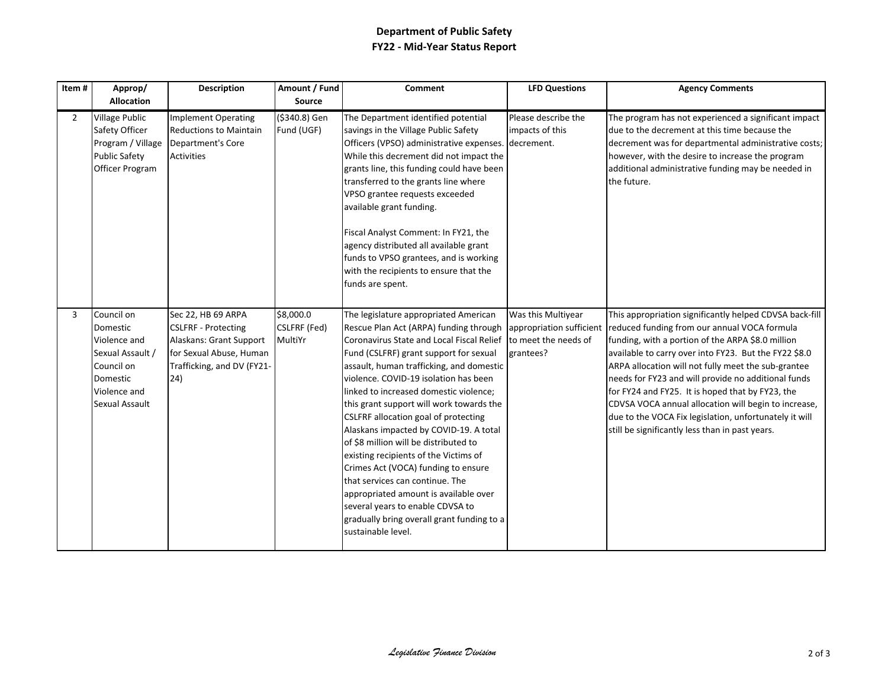# Department of Public Safety
## FY22 - Mid-Year Status Report

| Item # | Approp/ Allocation | Description | Amount / Fund Source | Comment | LFD Questions | Agency Comments |
|---|---|---|---|---|---|---|
| 2 | Village Public Safety Officer Program / Village Public Safety Officer Program | Implement Operating Reductions to Maintain Department's Core Activities | ($340.8) Gen Fund (UGF) | The Department identified potential savings in the Village Public Safety Officers (VPSO) administrative expenses. While this decrement did not impact the grants line, this funding could have been transferred to the grants line where VPSO grantee requests exceeded available grant funding.<br><br>Fiscal Analyst Comment: In FY21, the agency distributed all available grant funds to VPSO grantees, and is working with the recipients to ensure that the funds are spent. | Please describe the impacts of this decrement. | The program has not experienced a significant impact due to the decrement at this time because the decrement was for departmental administrative costs; however, with the desire to increase the program additional administrative funding may be needed in the future. |
| 3 | Council on Domestic Violence and Sexual Assault / Council on Domestic Violence and Sexual Assault | Sec 22, HB 69 ARPA CSLFRF - Protecting Alaskans: Grant Support for Sexual Abuse, Human Trafficking, and DV (FY21-24) | $8,000.0 CSLFRF (Fed) MultiYr | The legislature appropriated American Rescue Plan Act (ARPA) funding through Coronavirus State and Local Fiscal Relief Fund (CSLFRF) grant support for sexual assault, human trafficking, and domestic violence. COVID-19 isolation has been linked to increased domestic violence; this grant support will work towards the CSLFRF allocation goal of protecting Alaskans impacted by COVID-19. A total of $8 million will be distributed to existing recipients of the Victims of Crimes Act (VOCA) funding to ensure that services can continue. The appropriated amount is available over several years to enable CDVSA to gradually bring overall grant funding to a sustainable level. | Was this Multiyear appropriation sufficient to meet the needs of grantees? | This appropriation significantly helped CDVSA back-fill reduced funding from our annual VOCA formula funding, with a portion of the ARPA $8.0 million available to carry over into FY23. But the FY22 $8.0 ARPA allocation will not fully meet the sub-grantee needs for FY23 and will provide no additional funds for FY24 and FY25. It is hoped that by FY23, the CDVSA VOCA annual allocation will begin to increase, due to the VOCA Fix legislation, unfortunately it will still be significantly less than in past years. |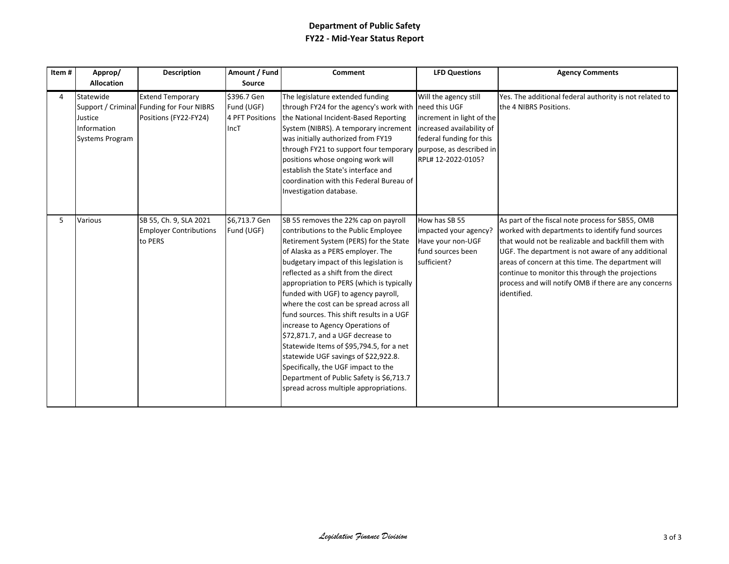**Department of Public Safety**
**FY22 - Mid-Year Status Report**

| Item # | Approp/ Allocation | Description | Amount / Fund Source | Comment | LFD Questions | Agency Comments |
|---|---|---|---|---|---|---|
| 4 | Statewide Support / Criminal Justice Information Systems Program | Extend Temporary Funding for Four NIBRS Positions (FY22-FY24) | $396.7 Gen Fund (UGF) 4 PFT Positions IncT | The legislature extended funding through FY24 for the agency's work with the National Incident-Based Reporting System (NIBRS). A temporary increment was initially authorized from FY19 through FY21 to support four temporary positions whose ongoing work will establish the State's interface and coordination with this Federal Bureau of Investigation database. | Will the agency still need this UGF increment in light of the increased availability of federal funding for this purpose, as described in RPL# 12-2022-0105? | Yes. The additional federal authority is not related to the 4 NIBRS Positions. |
| 5 | Various | SB 55, Ch. 9, SLA 2021 Employer Contributions to PERS | $6,713.7 Gen Fund (UGF) | SB 55 removes the 22% cap on payroll contributions to the Public Employee Retirement System (PERS) for the State of Alaska as a PERS employer. The budgetary impact of this legislation is reflected as a shift from the direct appropriation to PERS (which is typically funded with UGF) to agency payroll, where the cost can be spread across all fund sources. This shift results in a UGF increase to Agency Operations of $72,871.7, and a UGF decrease to Statewide Items of $95,794.5, for a net statewide UGF savings of $22,922.8. Specifically, the UGF impact to the Department of Public Safety is $6,713.7 spread across multiple appropriations. | How has SB 55 impacted your agency? Have your non-UGF fund sources been sufficient? | As part of the fiscal note process for SB55, OMB worked with departments to identify fund sources that would not be realizable and backfill them with UGF. The department is not aware of any additional areas of concern at this time. The department will continue to monitor this through the projections process and will notify OMB if there are any concerns identified. |

*Legislative Finance Division*